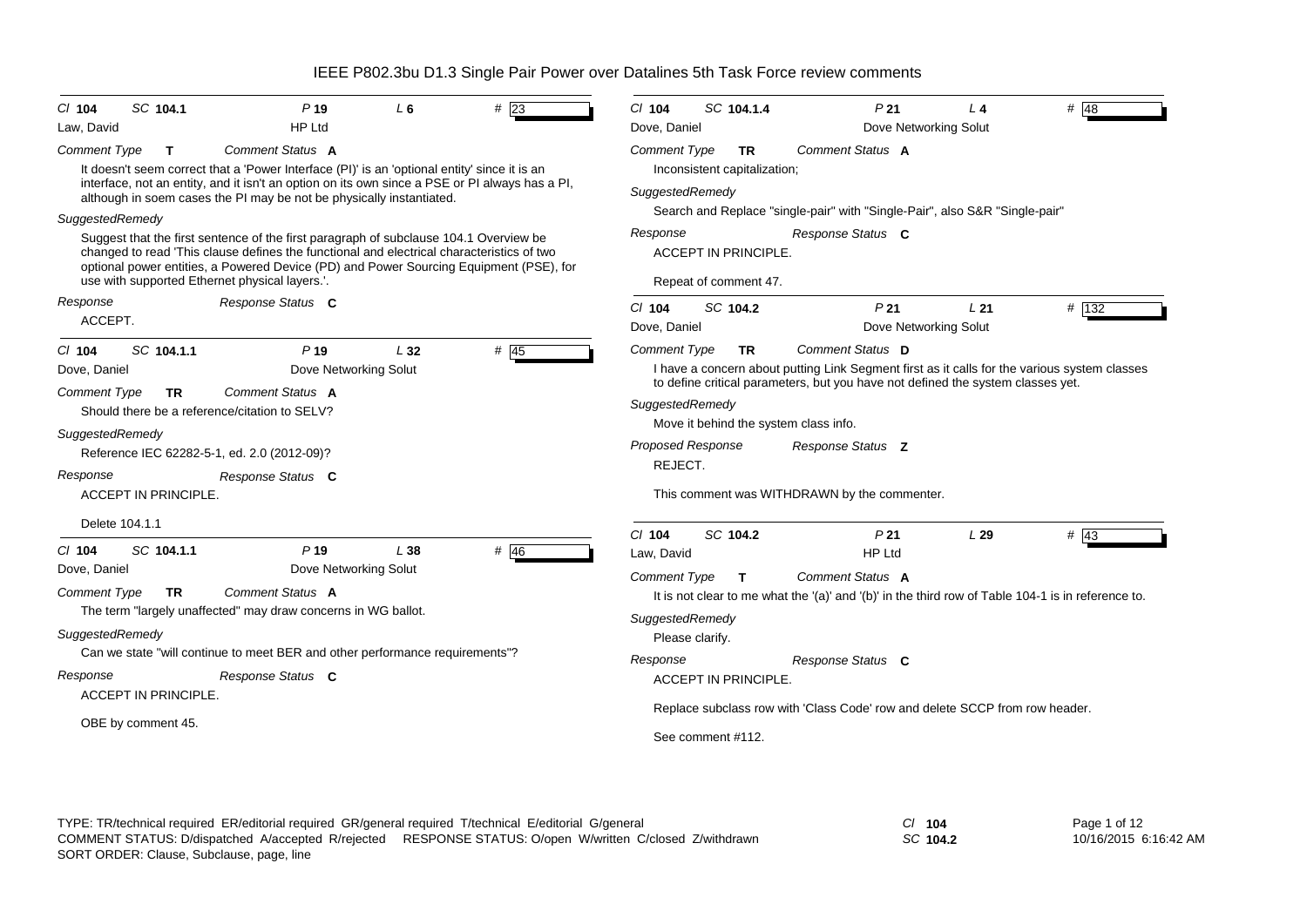# IEEE P802.3bu D1.3 Single Pair Power over Datalines 5th Task Force review comments

---

**Cl** 104 **SC** 104.1 **P** 19 **L** 6 **#** 23

Law, David — HP Ltd

*Comment Type* **T** *Comment Status* **A**

It doesn't seem correct that a 'Power Interface (PI)' is an 'optional entity' since it is an interface, not an entity, and it isn't an option on its own since a PSE or PI always has a PI, although in soem cases the PI may be not be physically instantiated.

*SuggestedRemedy*

Suggest that the first sentence of the first paragraph of subclause 104.1 Overview be changed to read 'This clause defines the functional and electrical characteristics of two optional power entities, a Powered Device (PD) and Power Sourcing Equipment (PSE), for use with supported Ethernet physical layers.'.

*Response* *Response Status* **C**

ACCEPT.

---

**Cl** 104 **SC** 104.1.1 **P** 19 **L** 32 **#** 45

Dove, Daniel — Dove Networking Solut

*Comment Type* **TR** *Comment Status* **A**

Should there be a reference/citation to SELV?

*SuggestedRemedy*

Reference IEC 62282-5-1, ed. 2.0 (2012-09)?

*Response* *Response Status* **C**

ACCEPT IN PRINCIPLE.

Delete 104.1.1

---

**Cl** 104 **SC** 104.1.1 **P** 19 **L** 38 **#** 46

Dove, Daniel — Dove Networking Solut

*Comment Type* **TR** *Comment Status* **A**

The term "largely unaffected" may draw concerns in WG ballot.

*SuggestedRemedy*

Can we state "will continue to meet BER and other performance requirements"?

*Response* *Response Status* **C**

ACCEPT IN PRINCIPLE.

OBE by comment 45.

---

**Cl** 104 **SC** 104.1.4 **P** 21 **L** 4 **#** 48

Dove, Daniel — Dove Networking Solut

*Comment Type* **TR** *Comment Status* **A**

Inconsistent capitalization;

*SuggestedRemedy*

Search and Replace "single-pair" with "Single-Pair", also S&R "Single-pair"

*Response* *Response Status* **C**

ACCEPT IN PRINCIPLE.

Repeat of comment 47.

---

**Cl** 104 **SC** 104.2 **P** 21 **L** 21 **#** 132

Dove, Daniel — Dove Networking Solut

*Comment Type* **TR** *Comment Status* **D**

I have a concern about putting Link Segment first as it calls for the various system classes to define critical parameters, but you have not defined the system classes yet.

*SuggestedRemedy*

Move it behind the system class info.

*Proposed Response* *Response Status* **Z**

REJECT.

This comment was WITHDRAWN by the commenter.

---

**Cl** 104 **SC** 104.2 **P** 21 **L** 29 **#** 43

Law, David — HP Ltd

*Comment Type* **T** *Comment Status* **A**

It is not clear to me what the '(a)' and '(b)' in the third row of Table 104-1 is in reference to.

*SuggestedRemedy*

Please clarify.

*Response* *Response Status* **C**

ACCEPT IN PRINCIPLE.

Replace subclass row with 'Class Code' row and delete SCCP from row header.

See comment #112.

---

TYPE: TR/technical required ER/editorial required GR/general required T/technical E/editorial G/general
COMMENT STATUS: D/dispatched A/accepted R/rejected RESPONSE STATUS: O/open W/written C/closed Z/withdrawn
SORT ORDER: Clause, Subclause, page, line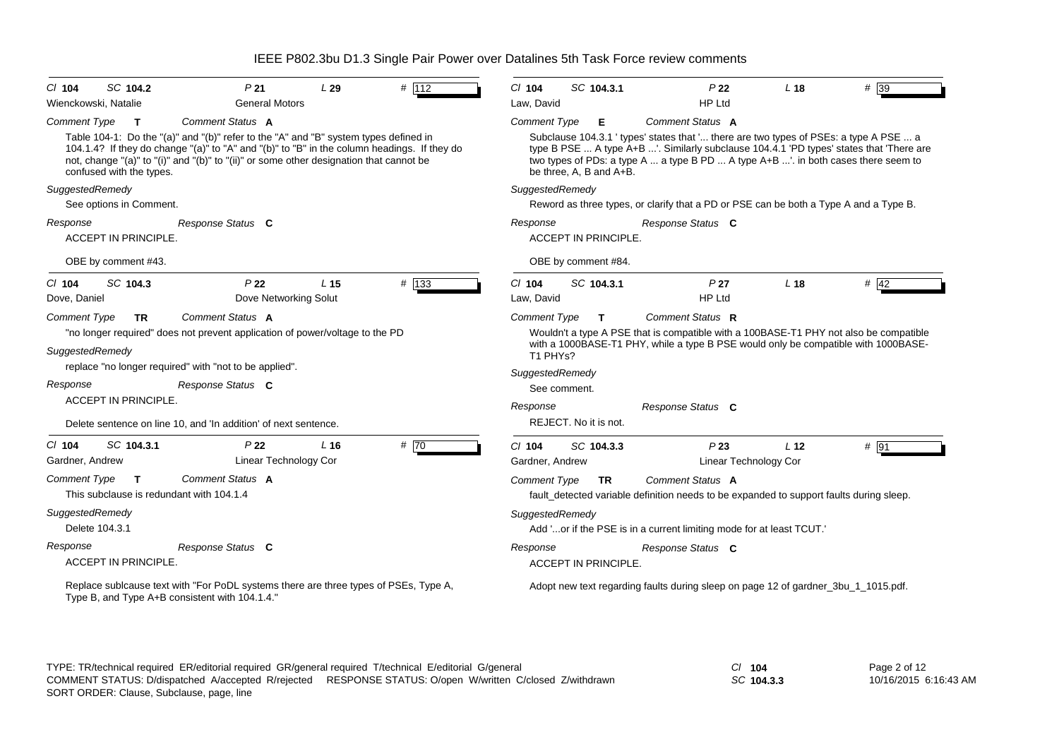**Cl 104 SC 104.2 P 21 L 29 # 112**
Wienckowski, Natalie — General Motors

*Comment Type* **T** *Comment Status* **A**

Table 104-1: Do the "(a)" and "(b)" refer to the "A" and "B" system types defined in 104.1.4? If they do change "(a)" to "A" and "(b)" to "B" in the column headings. If they do not, change "(a)" to "(i)" and "(b)" to "(ii)" or some other designation that cannot be confused with the types.

*SuggestedRemedy*
See options in Comment.

*Response* *Response Status* **C**
ACCEPT IN PRINCIPLE.

OBE by comment #43.

---

**Cl 104 SC 104.3 P 22 L 15 # 133**
Dove, Daniel — Dove Networking Solut

*Comment Type* **TR** *Comment Status* **A**

"no longer required" does not prevent application of power/voltage to the PD

*SuggestedRemedy*
replace "no longer required" with "not to be applied".

*Response* *Response Status* **C**
ACCEPT IN PRINCIPLE.

Delete sentence on line 10, and 'In addition' of next sentence.

---

**Cl 104 SC 104.3.1 P 22 L 16 # 70**
Gardner, Andrew — Linear Technology Cor

*Comment Type* **T** *Comment Status* **A**

This subclause is redundant with 104.1.4

*SuggestedRemedy*
Delete 104.3.1

*Response* *Response Status* **C**
ACCEPT IN PRINCIPLE.

Replace sublcause text with "For PoDL systems there are three types of PSEs, Type A, Type B, and Type A+B consistent with 104.1.4."

---

**Cl 104 SC 104.3.1 P 22 L 18 # 39**
Law, David — HP Ltd

*Comment Type* **E** *Comment Status* **A**

Subclause 104.3.1 ' types' states that '... there are two types of PSEs: a type A PSE ... a type B PSE ... A type A+B ...'. Similarly subclause 104.4.1 'PD types' states that 'There are two types of PDs: a type A ... a type B PD ... A type A+B ...'. in both cases there seem to be three, A, B and A+B.

*SuggestedRemedy*
Reword as three types, or clarify that a PD or PSE can be both a Type A and a Type B.

*Response* *Response Status* **C**
ACCEPT IN PRINCIPLE.

OBE by comment #84.

---

**Cl 104 SC 104.3.1 P 27 L 18 # 42**
Law, David — HP Ltd

*Comment Type* **T** *Comment Status* **R**

Wouldn't a type A PSE that is compatible with a 100BASE-T1 PHY not also be compatible with a 1000BASE-T1 PHY, while a type B PSE would only be compatible with 1000BASE-T1 PHYs?

*SuggestedRemedy*
See comment.

*Response* *Response Status* **C**
REJECT. No it is not.

---

**Cl 104 SC 104.3.3 P 23 L 12 # 91**
Gardner, Andrew — Linear Technology Cor

*Comment Type* **TR** *Comment Status* **A**

fault_detected variable definition needs to be expanded to support faults during sleep.

*SuggestedRemedy*
Add '...or if the PSE is in a current limiting mode for at least TCUT.'

*Response* *Response Status* **C**
ACCEPT IN PRINCIPLE.

Adopt new text regarding faults during sleep on page 12 of gardner_3bu_1_1015.pdf.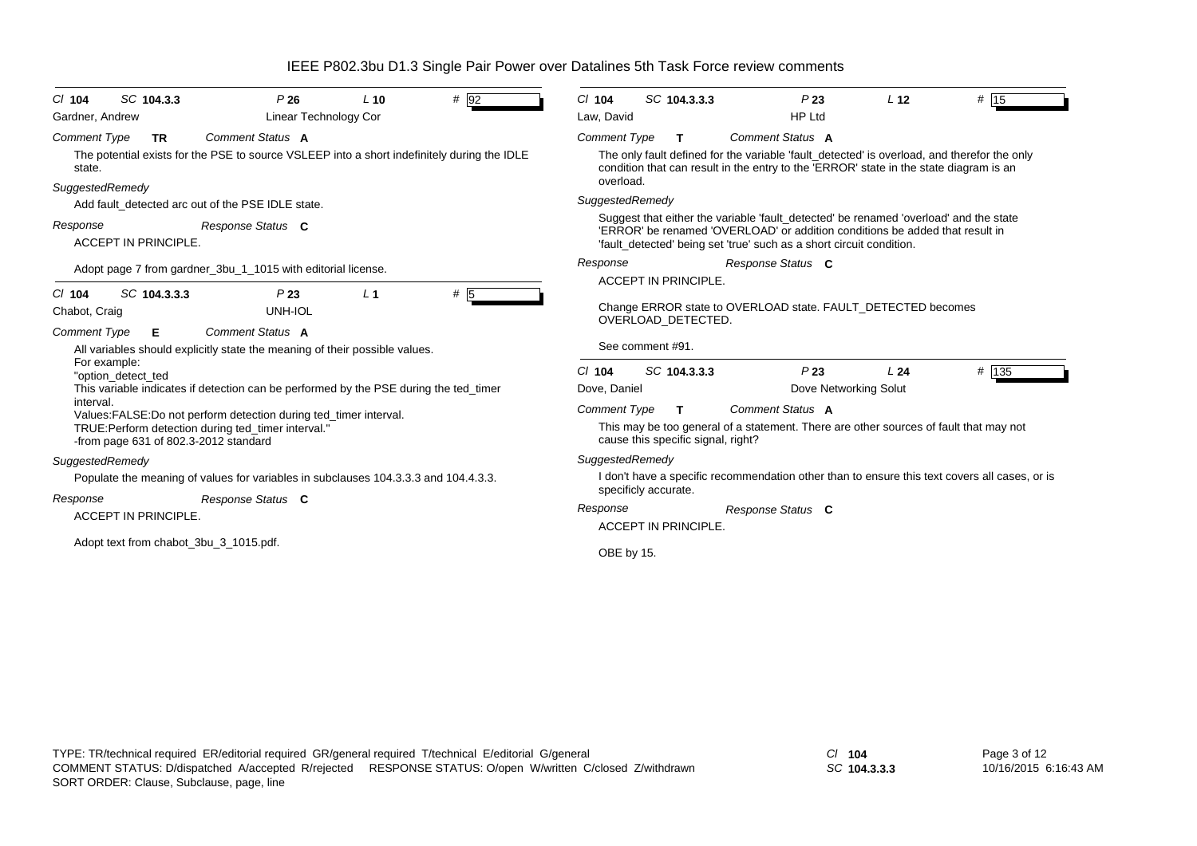**Cl** 104 **SC** 104.3.3 **P** 26 **L** 10 **#** 92

Gardner, Andrew — Linear Technology Cor

*Comment Type* **TR** *Comment Status* **A**

The potential exists for the PSE to source VSLEEP into a short indefinitely during the IDLE state.

*SuggestedRemedy*

Add fault_detected arc out of the PSE IDLE state.

*Response* *Response Status* **C**

ACCEPT IN PRINCIPLE.

Adopt page 7 from gardner_3bu_1_1015 with editorial license.

---

**Cl** 104 **SC** 104.3.3.3 **P** 23 **L** 1 **#** 5

Chabot, Craig — UNH-IOL

*Comment Type* **E** *Comment Status* **A**

All variables should explicitly state the meaning of their possible values.
For example:
"option_detect_ted
This variable indicates if detection can be performed by the PSE during the ted_timer interval.
Values:FALSE:Do not perform detection during ted_timer interval.
TRUE:Perform detection during ted_timer interval."
-from page 631 of 802.3-2012 standard

*SuggestedRemedy*

Populate the meaning of values for variables in subclauses 104.3.3.3 and 104.4.3.3.

*Response* *Response Status* **C**

ACCEPT IN PRINCIPLE.

Adopt text from chabot_3bu_3_1015.pdf.

---

**Cl** 104 **SC** 104.3.3.3 **P** 23 **L** 12 **#** 15

Law, David — HP Ltd

*Comment Type* **T** *Comment Status* **A**

The only fault defined for the variable 'fault_detected' is overload, and therefor the only condition that can result in the entry to the 'ERROR' state in the state diagram is an overload.

*SuggestedRemedy*

Suggest that either the variable 'fault_detected' be renamed 'overload' and the state 'ERROR' be renamed 'OVERLOAD' or addition conditions be added that result in 'fault_detected' being set 'true' such as a short circuit condition.

*Response* *Response Status* **C**

ACCEPT IN PRINCIPLE.

Change ERROR state to OVERLOAD state. FAULT_DETECTED becomes OVERLOAD_DETECTED.

See comment #91.

---

**Cl** 104 **SC** 104.3.3.3 **P** 23 **L** 24 **#** 135

Dove, Daniel — Dove Networking Solut

*Comment Type* **T** *Comment Status* **A**

This may be too general of a statement. There are other sources of fault that may not cause this specific signal, right?

*SuggestedRemedy*

I don't have a specific recommendation other than to ensure this text covers all cases, or is specificly accurate.

*Response* *Response Status* **C**

ACCEPT IN PRINCIPLE.

OBE by 15.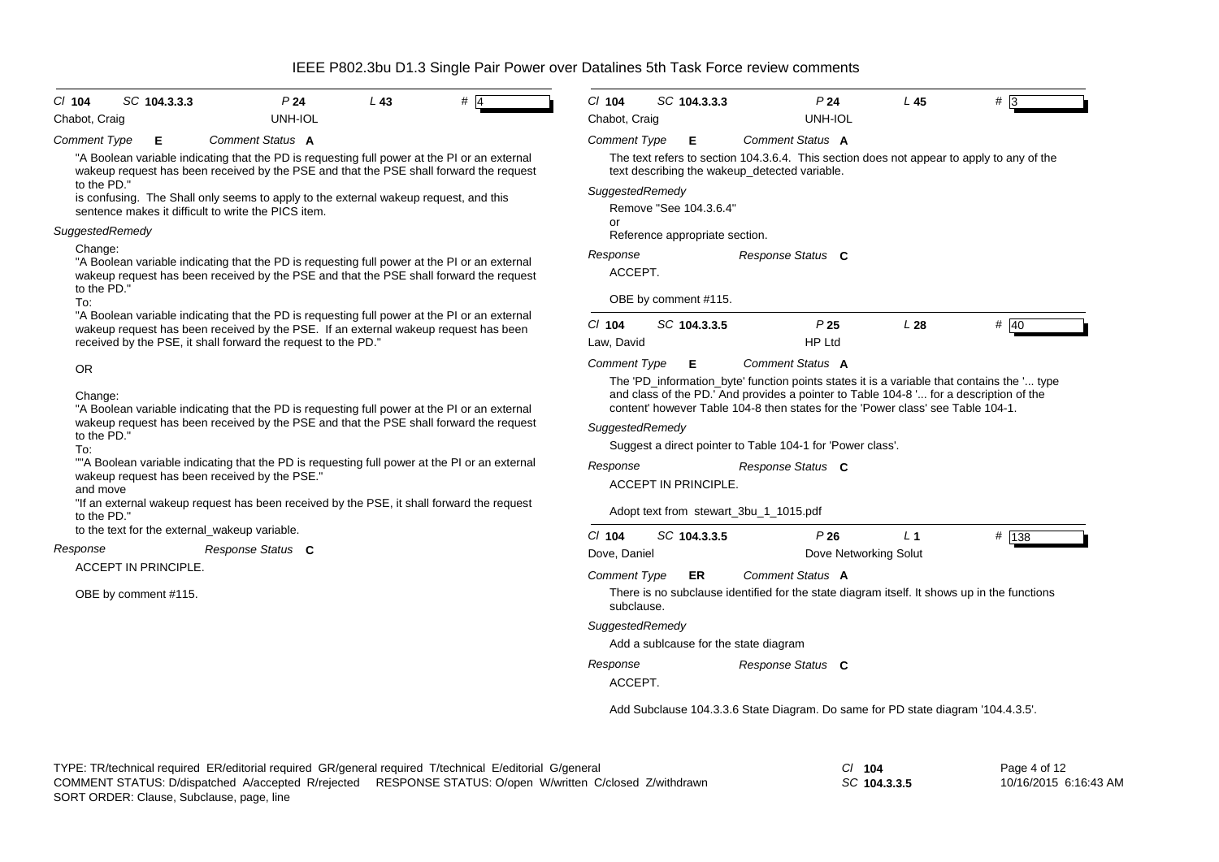| Cl **104** | SC **104.3.3.3** | P **24** | L **43** | # 4 |
|---|---|---|---|---|

Chabot, Craig — UNH-IOL

*Comment Type* **E** — *Comment Status* **A**

"A Boolean variable indicating that the PD is requesting full power at the PI or an external wakeup request has been received by the PSE and that the PSE shall forward the request to the PD."
is confusing. The Shall only seems to apply to the external wakeup request, and this sentence makes it difficult to write the PICS item.

*SuggestedRemedy*

Change:
"A Boolean variable indicating that the PD is requesting full power at the PI or an external wakeup request has been received by the PSE and that the PSE shall forward the request to the PD."
To:
"A Boolean variable indicating that the PD is requesting full power at the PI or an external wakeup request has been received by the PSE. If an external wakeup request has been received by the PSE, it shall forward the request to the PD."

OR

Change:
"A Boolean variable indicating that the PD is requesting full power at the PI or an external wakeup request has been received by the PSE and that the PSE shall forward the request to the PD."
To:
""A Boolean variable indicating that the PD is requesting full power at the PI or an external wakeup request has been received by the PSE."
and move
"If an external wakeup request has been received by the PSE, it shall forward the request to the PD."
to the text for the external_wakeup variable.

*Response* — *Response Status* **C**

ACCEPT IN PRINCIPLE.

OBE by comment #115.

---

| Cl **104** | SC **104.3.3.3** | P **24** | L **45** | # 3 |
|---|---|---|---|---|

Chabot, Craig — UNH-IOL

*Comment Type* **E** — *Comment Status* **A**

The text refers to section 104.3.6.4. This section does not appear to apply to any of the text describing the wakeup_detected variable.

*SuggestedRemedy*

Remove "See 104.3.6.4"
or
Reference appropriate section.

*Response* — *Response Status* **C**

ACCEPT.

OBE by comment #115.

---

| Cl **104** | SC **104.3.3.5** | P **25** | L **28** | # 40 |
|---|---|---|---|---|

Law, David — HP Ltd

*Comment Type* **E** — *Comment Status* **A**

The 'PD_information_byte' function points states it is a variable that contains the '... type and class of the PD.' And provides a pointer to Table 104-8 '... for a description of the content' however Table 104-8 then states for the 'Power class' see Table 104-1.

*SuggestedRemedy*

Suggest a direct pointer to Table 104-1 for 'Power class'.

*Response* — *Response Status* **C**

ACCEPT IN PRINCIPLE.

Adopt text from stewart_3bu_1_1015.pdf

---

| Cl **104** | SC **104.3.3.5** | P **26** | L **1** | # 138 |
|---|---|---|---|---|

Dove, Daniel — Dove Networking Solut

*Comment Type* **ER** — *Comment Status* **A**

There is no subclause identified for the state diagram itself. It shows up in the functions subclause.

*SuggestedRemedy*

Add a sublcause for the state diagram

*Response* — *Response Status* **C**

ACCEPT.

Add Subclause 104.3.3.6 State Diagram. Do same for PD state diagram '104.4.3.5'.

---

TYPE: TR/technical required ER/editorial required GR/general required T/technical E/editorial G/general
COMMENT STATUS: D/dispatched A/accepted R/rejected RESPONSE STATUS: O/open W/written C/closed Z/withdrawn
SORT ORDER: Clause, Subclause, page, line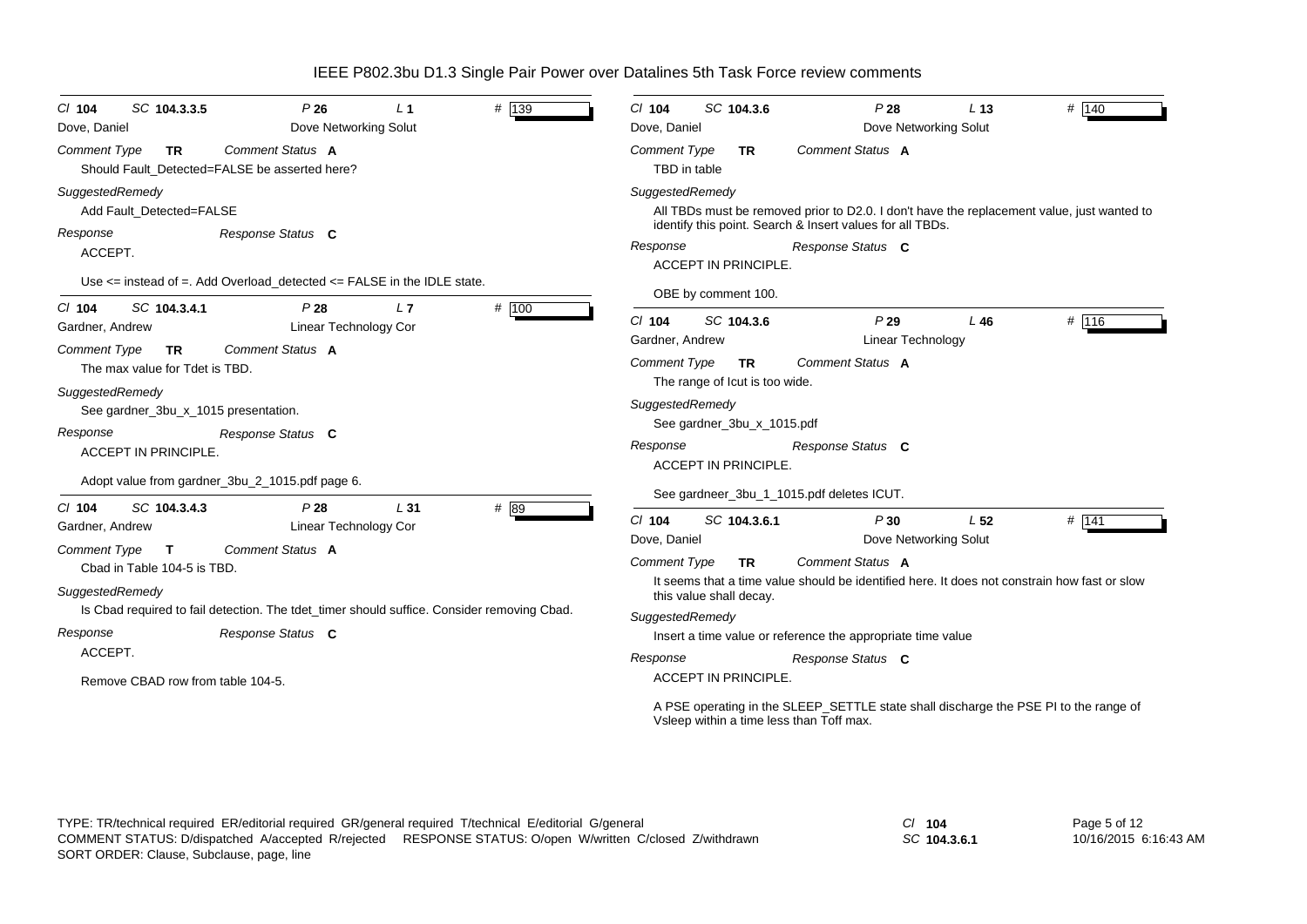# IEEE P802.3bu D1.3 Single Pair Power over Datalines 5th Task Force review comments

---

**Cl** 104 **SC** 104.3.3.5 **P** 26 **L** 1 **#** 139

Dove, Daniel — Dove Networking Solut

*Comment Type* **TR** *Comment Status* **A**

Should Fault_Detected=FALSE be asserted here?

*SuggestedRemedy*

Add Fault_Detected=FALSE

*Response* *Response Status* **C**

ACCEPT.

Use <= instead of =. Add Overload_detected <= FALSE in the IDLE state.

---

**Cl** 104 **SC** 104.3.4.1 **P** 28 **L** 7 **#** 100

Gardner, Andrew — Linear Technology Cor

*Comment Type* **TR** *Comment Status* **A**

The max value for Tdet is TBD.

*SuggestedRemedy*

See gardner_3bu_x_1015 presentation.

*Response* *Response Status* **C**

ACCEPT IN PRINCIPLE.

Adopt value from gardner_3bu_2_1015.pdf page 6.

---

**Cl** 104 **SC** 104.3.4.3 **P** 28 **L** 31 **#** 89

Gardner, Andrew — Linear Technology Cor

*Comment Type* **T** *Comment Status* **A**

Cbad in Table 104-5 is TBD.

*SuggestedRemedy*

Is Cbad required to fail detection. The tdet_timer should suffice. Consider removing Cbad.

*Response* *Response Status* **C**

ACCEPT.

Remove CBAD row from table 104-5.

---

**Cl** 104 **SC** 104.3.6 **P** 28 **L** 13 **#** 140

Dove, Daniel — Dove Networking Solut

*Comment Type* **TR** *Comment Status* **A**

TBD in table

*SuggestedRemedy*

All TBDs must be removed prior to D2.0. I don't have the replacement value, just wanted to identify this point. Search & Insert values for all TBDs.

*Response* *Response Status* **C**

ACCEPT IN PRINCIPLE.

OBE by comment 100.

---

**Cl** 104 **SC** 104.3.6 **P** 29 **L** 46 **#** 116

Gardner, Andrew — Linear Technology

*Comment Type* **TR** *Comment Status* **A**

The range of Icut is too wide.

*SuggestedRemedy*

See gardner_3bu_x_1015.pdf

*Response* *Response Status* **C**

ACCEPT IN PRINCIPLE.

See gardneer_3bu_1_1015.pdf deletes ICUT.

---

**Cl** 104 **SC** 104.3.6.1 **P** 30 **L** 52 **#** 141

Dove, Daniel — Dove Networking Solut

*Comment Type* **TR** *Comment Status* **A**

It seems that a time value should be identified here. It does not constrain how fast or slow this value shall decay.

*SuggestedRemedy*

Insert a time value or reference the appropriate time value

*Response* *Response Status* **C**

ACCEPT IN PRINCIPLE.

A PSE operating in the SLEEP_SETTLE state shall discharge the PSE PI to the range of Vsleep within a time less than Toff max.

---

TYPE: TR/technical required ER/editorial required GR/general required T/technical E/editorial G/general
COMMENT STATUS: D/dispatched A/accepted R/rejected RESPONSE STATUS: O/open W/written C/closed Z/withdrawn
SORT ORDER: Clause, Subclause, page, line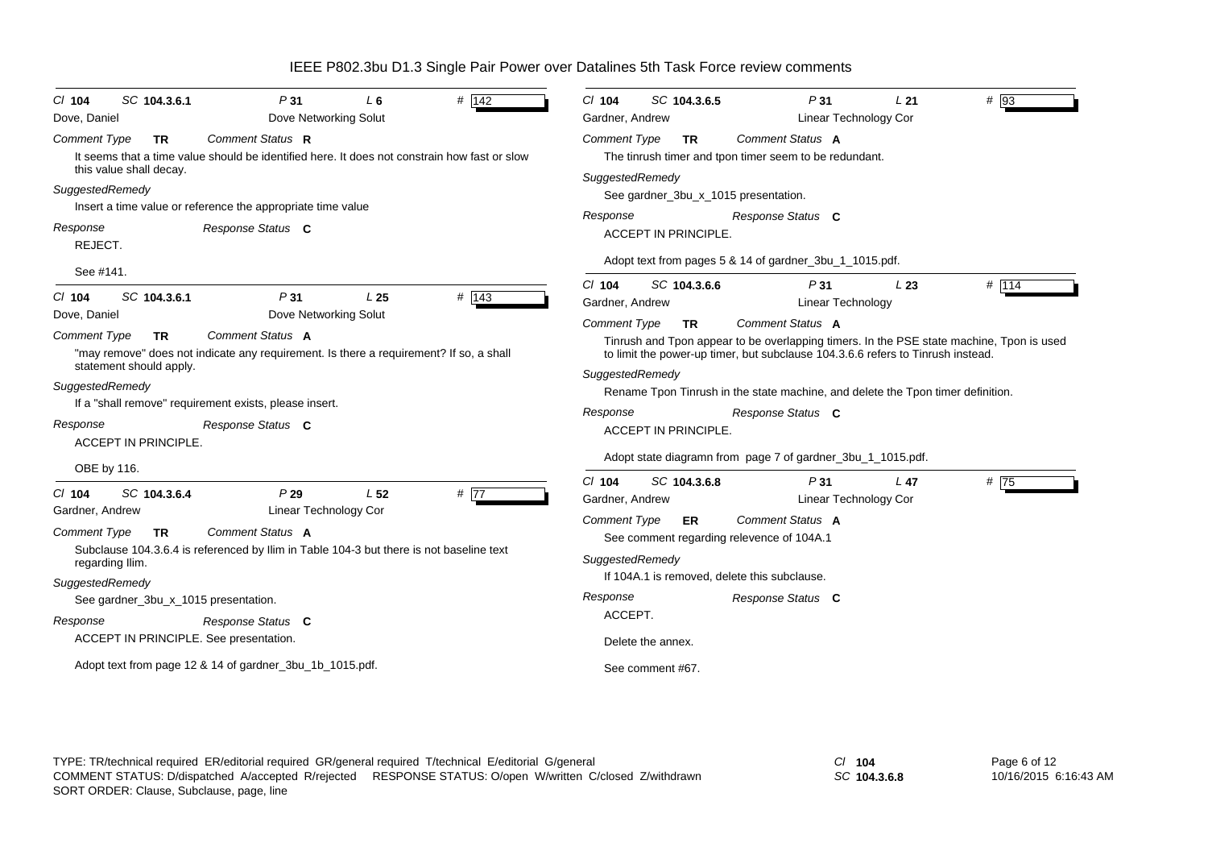| Cl **104** | SC **104.3.6.1** | P **31** | L **6** | # 142 |
|---|---|---|---|---|

Dove, Daniel — Dove Networking Solut

*Comment Type* **TR** *Comment Status* **R**

It seems that a time value should be identified here. It does not constrain how fast or slow this value shall decay.

*SuggestedRemedy*

Insert a time value or reference the appropriate time value

*Response* *Response Status* **C**

REJECT.

See #141.

---

| Cl **104** | SC **104.3.6.1** | P **31** | L **25** | # 143 |
|---|---|---|---|---|

Dove, Daniel — Dove Networking Solut

*Comment Type* **TR** *Comment Status* **A**

"may remove" does not indicate any requirement. Is there a requirement? If so, a shall statement should apply.

*SuggestedRemedy*

If a "shall remove" requirement exists, please insert.

*Response* *Response Status* **C**

ACCEPT IN PRINCIPLE.

OBE by 116.

---

| Cl **104** | SC **104.3.6.4** | P **29** | L **52** | # 77 |
|---|---|---|---|---|

Gardner, Andrew — Linear Technology Cor

*Comment Type* **TR** *Comment Status* **A**

Subclause 104.3.6.4 is referenced by Ilim in Table 104-3 but there is not baseline text regarding Ilim.

*SuggestedRemedy*

See gardner_3bu_x_1015 presentation.

*Response* *Response Status* **C**

ACCEPT IN PRINCIPLE. See presentation.

Adopt text from page 12 & 14 of gardner_3bu_1b_1015.pdf.

---

| Cl **104** | SC **104.3.6.5** | P **31** | L **21** | # 93 |
|---|---|---|---|---|

Gardner, Andrew — Linear Technology Cor

*Comment Type* **TR** *Comment Status* **A**

The tinrush timer and tpon timer seem to be redundant.

*SuggestedRemedy*

See gardner_3bu_x_1015 presentation.

*Response* *Response Status* **C**

ACCEPT IN PRINCIPLE.

Adopt text from pages 5 & 14 of gardner_3bu_1_1015.pdf.

---

| Cl **104** | SC **104.3.6.6** | P **31** | L **23** | # 114 |
|---|---|---|---|---|

Gardner, Andrew — Linear Technology

*Comment Type* **TR** *Comment Status* **A**

Tinrush and Tpon appear to be overlapping timers. In the PSE state machine, Tpon is used to limit the power-up timer, but subclause 104.3.6.6 refers to Tinrush instead.

*SuggestedRemedy*

Rename Tpon Tinrush in the state machine, and delete the Tpon timer definition.

*Response* *Response Status* **C**

ACCEPT IN PRINCIPLE.

Adopt state diagramn from page 7 of gardner_3bu_1_1015.pdf.

---

| Cl **104** | SC **104.3.6.8** | P **31** | L **47** | # 75 |
|---|---|---|---|---|

Gardner, Andrew — Linear Technology Cor

*Comment Type* **ER** *Comment Status* **A**

See comment regarding relevence of 104A.1

*SuggestedRemedy*

If 104A.1 is removed, delete this subclause.

*Response* *Response Status* **C**

ACCEPT.

Delete the annex.

See comment #67.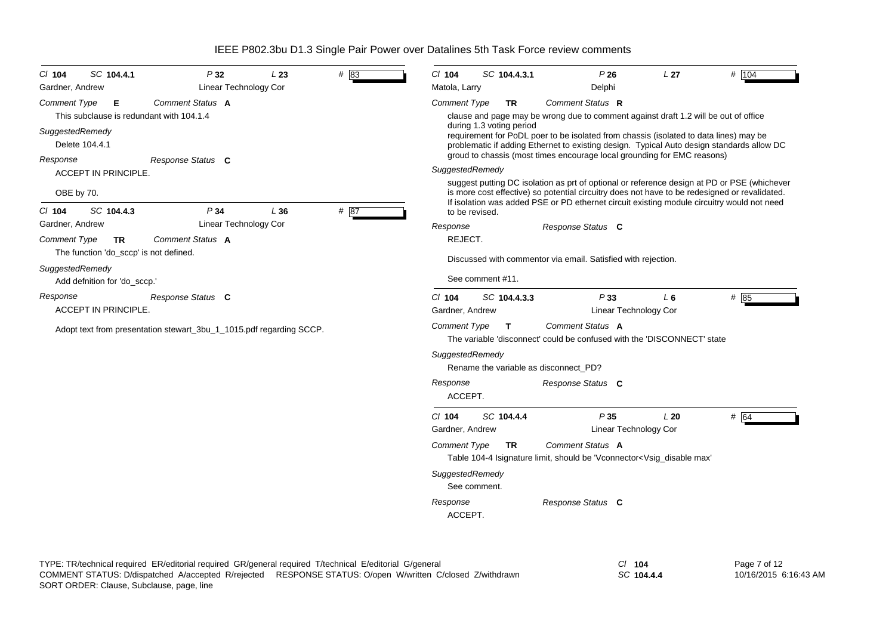# IEEE P802.3bu D1.3 Single Pair Power over Datalines 5th Task Force review comments

**Cl 104 SC 104.4.1 P 32 L 23 # 83**
Gardner, Andrew — Linear Technology Cor

*Comment Type* **E** *Comment Status* **A**

This subclause is redundant with 104.1.4

*SuggestedRemedy*

Delete 104.4.1

*Response* *Response Status* **C**

ACCEPT IN PRINCIPLE.

OBE by 70.

---

**Cl 104 SC 104.4.3 P 34 L 36 # 87**
Gardner, Andrew — Linear Technology Cor

*Comment Type* **TR** *Comment Status* **A**

The function 'do_sccp' is not defined.

*SuggestedRemedy*

Add defnition for 'do_sccp.'

*Response* *Response Status* **C**

ACCEPT IN PRINCIPLE.

Adopt text from presentation stewart_3bu_1_1015.pdf regarding SCCP.

---

**Cl 104 SC 104.4.3.1 P 26 L 27 # 104**
Matola, Larry — Delphi

*Comment Type* **TR** *Comment Status* **R**

clause and page may be wrong due to comment against draft 1.2 will be out of office during 1.3 voting period
requirement for PoDL poer to be isolated from chassis (isolated to data lines) may be problematic if adding Ethernet to existing design. Typical Auto design standards allow DC groud to chassis (most times encourage local grounding for EMC reasons)

*SuggestedRemedy*

suggest putting DC isolation as prt of optional or reference design at PD or PSE (whichever is more cost effective) so potential circuitry does not have to be redesigned or revalidated. If isolation was added PSE or PD ethernet circuit existing module circuitry would not need to be revised.

*Response* *Response Status* **C**

REJECT.

Discussed with commentor via email. Satisfied with rejection.

See comment #11.

---

**Cl 104 SC 104.4.3.3 P 33 L 6 # 85**
Gardner, Andrew — Linear Technology Cor

*Comment Type* **T** *Comment Status* **A**

The variable 'disconnect' could be confused with the 'DISCONNECT' state

*SuggestedRemedy*

Rename the variable as disconnect_PD?

*Response* *Response Status* **C**

ACCEPT.

---

**Cl 104 SC 104.4.4 P 35 L 20 # 64**
Gardner, Andrew — Linear Technology Cor

*Comment Type* **TR** *Comment Status* **A**

Table 104-4 Isignature limit, should be 'Vconnector<Vsig_disable max'

*SuggestedRemedy*

See comment.

*Response* *Response Status* **C**

ACCEPT.

---

TYPE: TR/technical required ER/editorial required GR/general required T/technical E/editorial G/general
COMMENT STATUS: D/dispatched A/accepted R/rejected RESPONSE STATUS: O/open W/written C/closed Z/withdrawn
SORT ORDER: Clause, Subclause, page, line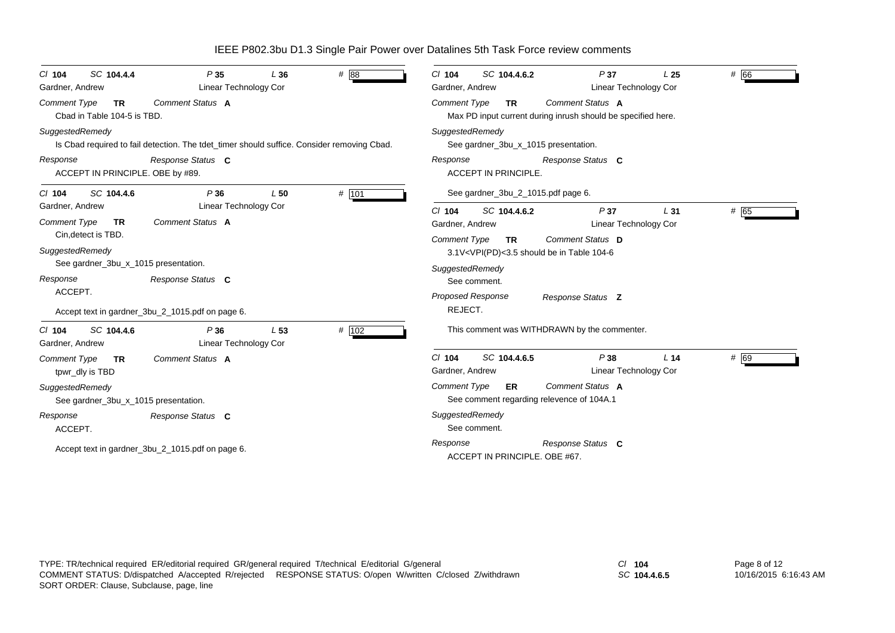# IEEE P802.3bu D1.3 Single Pair Power over Datalines 5th Task Force review comments

---

*Cl* **104** *SC* **104.4.4** *P* **35** *L* **36** # 88

Gardner, Andrew — Linear Technology Cor

*Comment Type* **TR** *Comment Status* **A**

Cbad in Table 104-5 is TBD.

*SuggestedRemedy*

Is Cbad required to fail detection. The tdet_timer should suffice. Consider removing Cbad.

*Response* *Response Status* **C**

ACCEPT IN PRINCIPLE. OBE by #89.

---

*Cl* **104** *SC* **104.4.6** *P* **36** *L* **50** # 101

Gardner, Andrew — Linear Technology Cor

*Comment Type* **TR** *Comment Status* **A**

Cin,detect is TBD.

*SuggestedRemedy*

See gardner_3bu_x_1015 presentation.

*Response* *Response Status* **C**

ACCEPT.

Accept text in gardner_3bu_2_1015.pdf on page 6.

---

*Cl* **104** *SC* **104.4.6** *P* **36** *L* **53** # 102

Gardner, Andrew — Linear Technology Cor

*Comment Type* **TR** *Comment Status* **A**

tpwr_dly is TBD

*SuggestedRemedy*

See gardner_3bu_x_1015 presentation.

*Response* *Response Status* **C**

ACCEPT.

Accept text in gardner_3bu_2_1015.pdf on page 6.

---

*Cl* **104** *SC* **104.4.6.2** *P* **37** *L* **25** # 66

Gardner, Andrew — Linear Technology Cor

*Comment Type* **TR** *Comment Status* **A**

Max PD input current during inrush should be specified here.

*SuggestedRemedy*

See gardner_3bu_x_1015 presentation.

*Response* *Response Status* **C**

ACCEPT IN PRINCIPLE.

See gardner_3bu_2_1015.pdf page 6.

---

*Cl* **104** *SC* **104.4.6.2** *P* **37** *L* **31** # 65

Gardner, Andrew — Linear Technology Cor

*Comment Type* **TR** *Comment Status* **D**

3.1V<VPI(PD)<3.5 should be in Table 104-6

*SuggestedRemedy*

See comment.

*Proposed Response* *Response Status* **Z**

REJECT.

This comment was WITHDRAWN by the commenter.

---

*Cl* **104** *SC* **104.4.6.5** *P* **38** *L* **14** # 69

Gardner, Andrew — Linear Technology Cor

*Comment Type* **ER** *Comment Status* **A**

See comment regarding relevence of 104A.1

*SuggestedRemedy*

See comment.

*Response* *Response Status* **C**

ACCEPT IN PRINCIPLE. OBE #67.

---

TYPE: TR/technical required ER/editorial required GR/general required T/technical E/editorial G/general
COMMENT STATUS: D/dispatched A/accepted R/rejected RESPONSE STATUS: O/open W/written C/closed Z/withdrawn
SORT ORDER: Clause, Subclause, page, line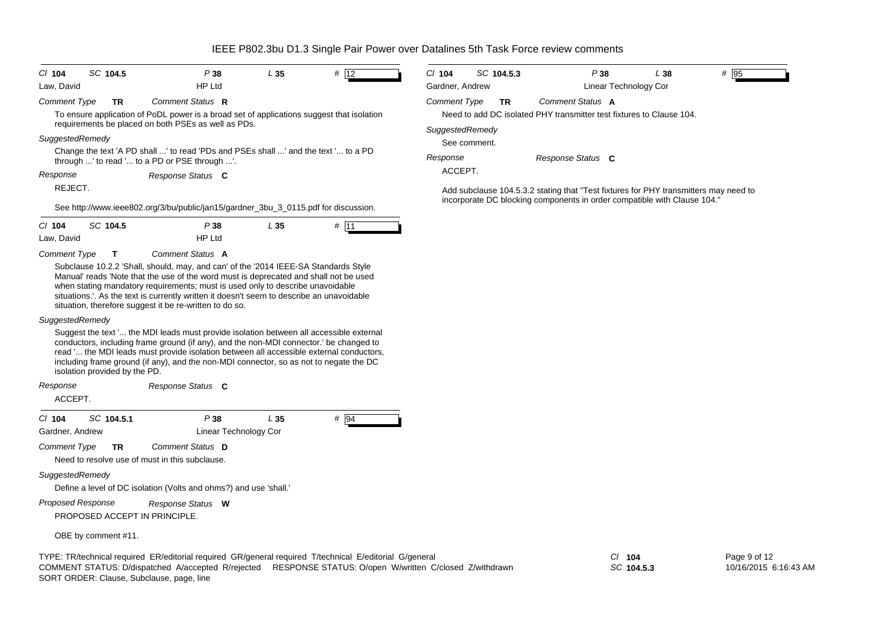# IEEE P802.3bu D1.3 Single Pair Power over Datalines 5th Task Force review comments

*Cl* **104** *SC* **104.5** *P* **38** *L* **35** # 12

Law, David — HP Ltd

*Comment Type* **TR** *Comment Status* **R**

To ensure application of PoDL power is a broad set of applications suggest that isolation requirements be placed on both PSEs as well as PDs.

*SuggestedRemedy*

Change the text 'A PD shall ...' to read 'PDs and PSEs shall ...' and the text '... to a PD through ...' to read '... to a PD or PSE through ...'.

*Response* *Response Status* **C**

REJECT.

See http://www.ieee802.org/3/bu/public/jan15/gardner_3bu_3_0115.pdf for discussion.

---

*Cl* **104** *SC* **104.5** *P* **38** *L* **35** # 11

Law, David — HP Ltd

*Comment Type* **T** *Comment Status* **A**

Subclause 10.2.2 'Shall, should, may, and can' of the '2014 IEEE-SA Standards Style Manual' reads 'Note that the use of the word must is deprecated and shall not be used when stating mandatory requirements; must is used only to describe unavoidable situations.'. As the text is currently written it doesn't seem to describe an unavoidable situation, therefore suggest it be re-written to do so.

*SuggestedRemedy*

Suggest the text '... the MDI leads must provide isolation between all accessible external conductors, including frame ground (if any), and the non-MDI connector.' be changed to read '... the MDI leads must provide isolation between all accessible external conductors, including frame ground (if any), and the non-MDI connector, so as not to negate the DC isolation provided by the PD.

*Response* *Response Status* **C**

ACCEPT.

---

*Cl* **104** *SC* **104.5.1** *P* **38** *L* **35** # 94

Gardner, Andrew — Linear Technology Cor

*Comment Type* **TR** *Comment Status* **D**

Need to resolve use of must in this subclause.

*SuggestedRemedy*

Define a level of DC isolation (Volts and ohms?) and use 'shall.'

*Proposed Response* *Response Status* **W**

PROPOSED ACCEPT IN PRINCIPLE.

OBE by comment #11.

---

*Cl* **104** *SC* **104.5.3** *P* **38** *L* **38** # 95

Gardner, Andrew — Linear Technology Cor

*Comment Type* **TR** *Comment Status* **A**

Need to add DC isolated PHY transmitter test fixtures to Clause 104.

*SuggestedRemedy*

See comment.

*Response* *Response Status* **C**

ACCEPT.

Add subclause 104.5.3.2 stating that "Test fixtures for PHY transmitters may need to incorporate DC blocking components in order compatible with Clause 104."

---

TYPE: TR/technical required ER/editorial required GR/general required T/technical E/editorial G/general
COMMENT STATUS: D/dispatched A/accepted R/rejected RESPONSE STATUS: O/open W/written C/closed Z/withdrawn
SORT ORDER: Clause, Subclause, page, line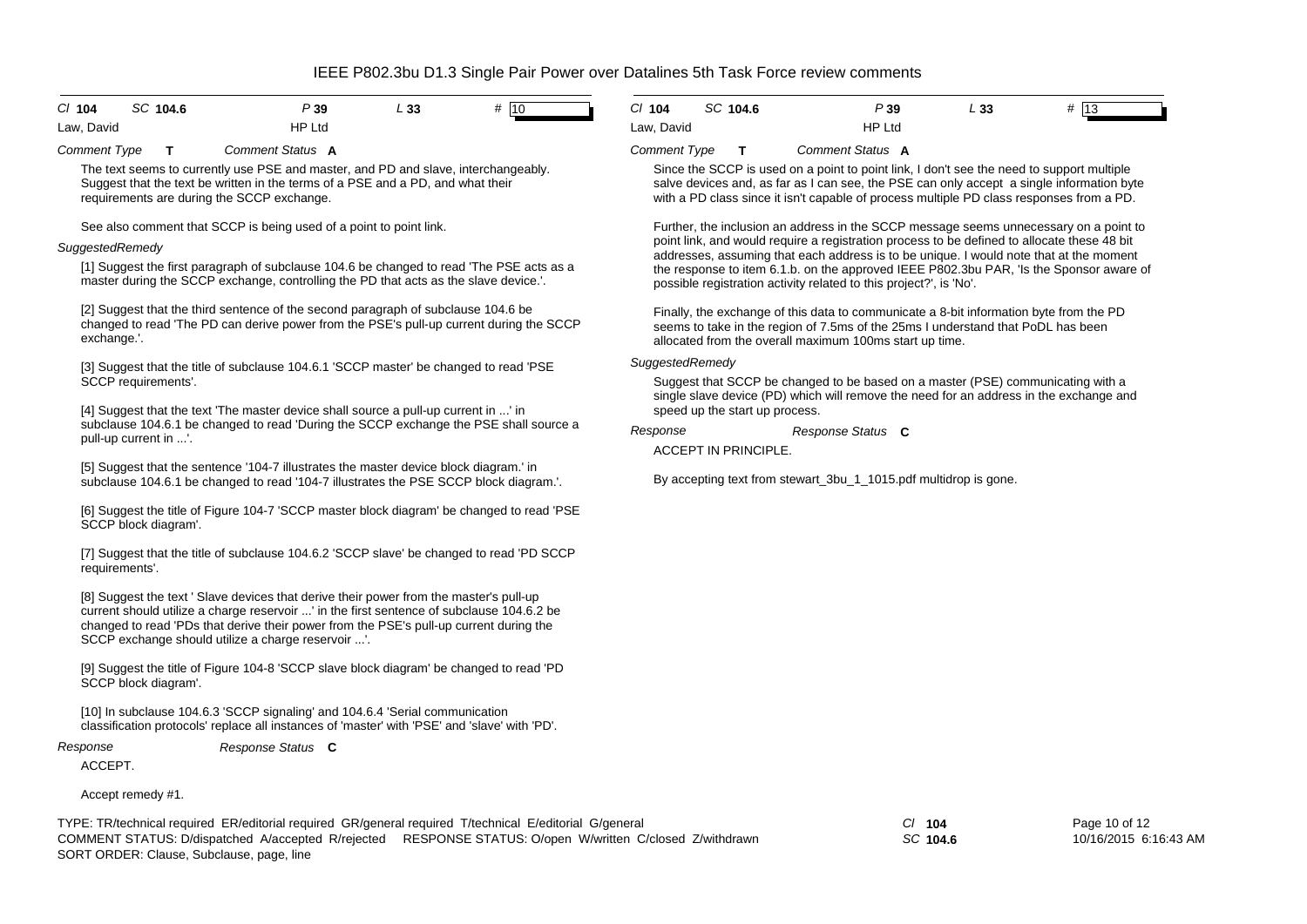| Cl 104 | SC 104.6 | P 39 | L 33 | # 10 |
|---|---|---|---|---|
| Law, David | | HP Ltd | | |

*Comment Type* **T** *Comment Status* **A**

The text seems to currently use PSE and master, and PD and slave, interchangeably. Suggest that the text be written in the terms of a PSE and a PD, and what their requirements are during the SCCP exchange.

See also comment that SCCP is being used of a point to point link.

*SuggestedRemedy*

[1] Suggest the first paragraph of subclause 104.6 be changed to read 'The PSE acts as a master during the SCCP exchange, controlling the PD that acts as the slave device.'.

[2] Suggest that the third sentence of the second paragraph of subclause 104.6 be changed to read 'The PD can derive power from the PSE's pull-up current during the SCCP exchange.'.

[3] Suggest that the title of subclause 104.6.1 'SCCP master' be changed to read 'PSE SCCP requirements'.

[4] Suggest that the text 'The master device shall source a pull-up current in ...' in subclause 104.6.1 be changed to read 'During the SCCP exchange the PSE shall source a pull-up current in ...'.

[5] Suggest that the sentence '104-7 illustrates the master device block diagram.' in subclause 104.6.1 be changed to read '104-7 illustrates the PSE SCCP block diagram.'.

[6] Suggest the title of Figure 104-7 'SCCP master block diagram' be changed to read 'PSE SCCP block diagram'.

[7] Suggest that the title of subclause 104.6.2 'SCCP slave' be changed to read 'PD SCCP requirements'.

[8] Suggest the text ' Slave devices that derive their power from the master's pull-up current should utilize a charge reservoir ...' in the first sentence of subclause 104.6.2 be changed to read 'PDs that derive their power from the PSE's pull-up current during the SCCP exchange should utilize a charge reservoir ...'.

[9] Suggest the title of Figure 104-8 'SCCP slave block diagram' be changed to read 'PD SCCP block diagram'.

[10] In subclause 104.6.3 'SCCP signaling' and 104.6.4 'Serial communication classification protocols' replace all instances of 'master' with 'PSE' and 'slave' with 'PD'.

*Response* *Response Status* **C**

ACCEPT.

Accept remedy #1.

| Cl 104 | SC 104.6 | P 39 | L 33 | # 13 |
|---|---|---|---|---|
| Law, David | | HP Ltd | | |

*Comment Type* **T** *Comment Status* **A**

Since the SCCP is used on a point to point link, I don't see the need to support multiple salve devices and, as far as I can see, the PSE can only accept a single information byte with a PD class since it isn't capable of process multiple PD class responses from a PD.

Further, the inclusion an address in the SCCP message seems unnecessary on a point to point link, and would require a registration process to be defined to allocate these 48 bit addresses, assuming that each address is to be unique. I would note that at the moment the response to item 6.1.b. on the approved IEEE P802.3bu PAR, 'Is the Sponsor aware of possible registration activity related to this project?', is 'No'.

Finally, the exchange of this data to communicate a 8-bit information byte from the PD seems to take in the region of 7.5ms of the 25ms I understand that PoDL has been allocated from the overall maximum 100ms start up time.

*SuggestedRemedy*

Suggest that SCCP be changed to be based on a master (PSE) communicating with a single slave device (PD) which will remove the need for an address in the exchange and speed up the start up process.

*Response* *Response Status* **C**

ACCEPT IN PRINCIPLE.

By accepting text from stewart_3bu_1_1015.pdf multidrop is gone.

TYPE: TR/technical required ER/editorial required GR/general required T/technical E/editorial G/general
COMMENT STATUS: D/dispatched A/accepted R/rejected RESPONSE STATUS: O/open W/written C/closed Z/withdrawn
SORT ORDER: Clause, Subclause, page, line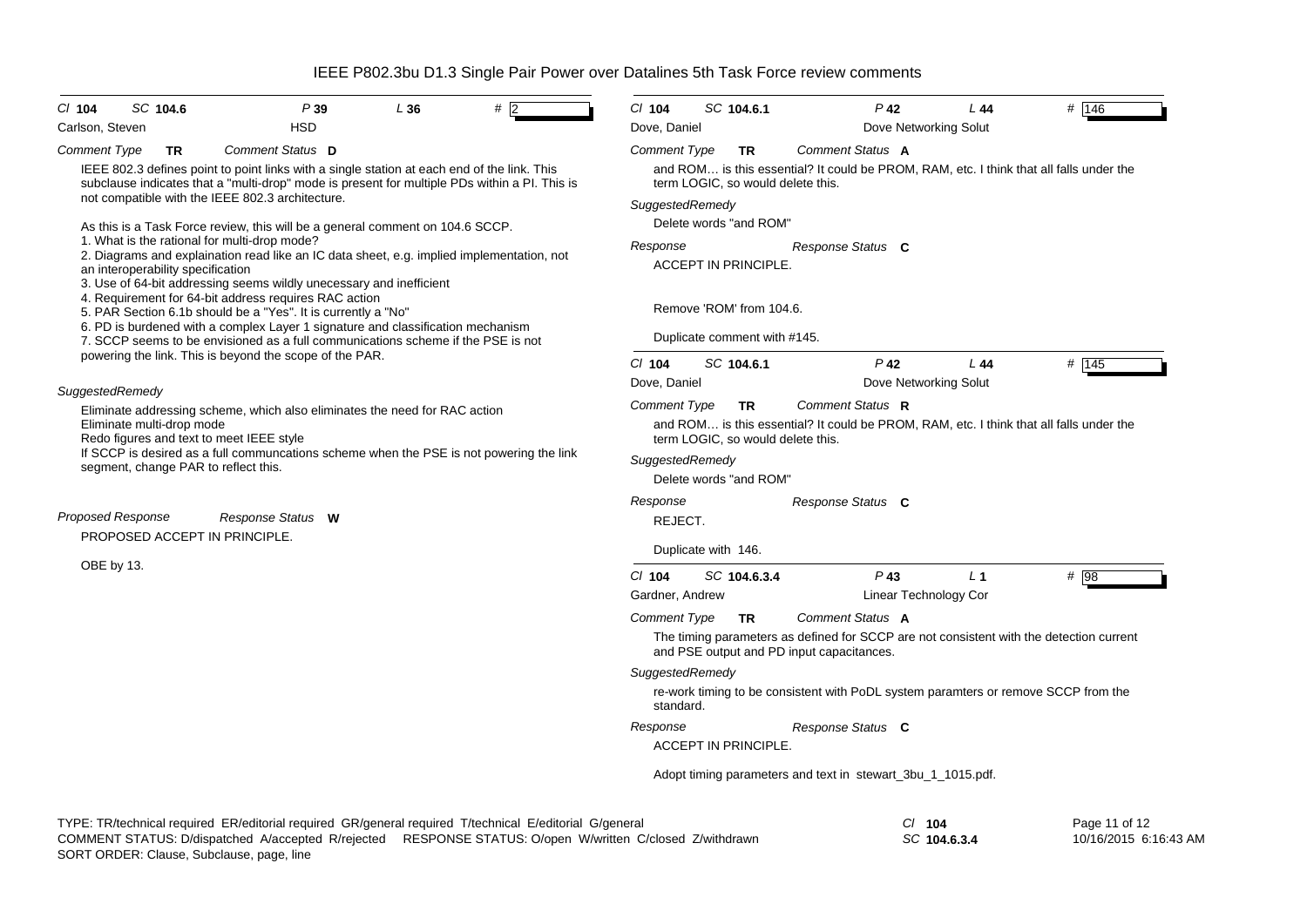# IEEE P802.3bu D1.3 Single Pair Power over Datalines 5th Task Force review comments

---

Cl **104** SC **104.6** P **39** L **36** # **2**

Carlson, Steven — HSD

*Comment Type* **TR** *Comment Status* **D**

IEEE 802.3 defines point to point links with a single station at each end of the link. This subclause indicates that a "multi-drop" mode is present for multiple PDs within a PI. This is not compatible with the IEEE 802.3 architecture.

As this is a Task Force review, this will be a general comment on 104.6 SCCP.
1. What is the rational for multi-drop mode?
2. Diagrams and explaination read like an IC data sheet, e.g. implied implementation, not an interoperability specification
3. Use of 64-bit addressing seems wildly unecessary and inefficient
4. Requirement for 64-bit address requires RAC action
5. PAR Section 6.1b should be a "Yes". It is currently a "No"
6. PD is burdened with a complex Layer 1 signature and classification mechanism
7. SCCP seems to be envisioned as a full communications scheme if the PSE is not powering the link. This is beyond the scope of the PAR.

*SuggestedRemedy*

Eliminate addressing scheme, which also eliminates the need for RAC action
Eliminate multi-drop mode
Redo figures and text to meet IEEE style
If SCCP is desired as a full communcations scheme when the PSE is not powering the link segment, change PAR to reflect this.

*Proposed Response* *Response Status* **W**

PROPOSED ACCEPT IN PRINCIPLE.

OBE by 13.

---

Cl **104** SC **104.6.1** P **42** L **44** # **146**

Dove, Daniel — Dove Networking Solut

*Comment Type* **TR** *Comment Status* **A**

and ROM… is this essential? It could be PROM, RAM, etc. I think that all falls under the term LOGIC, so would delete this.

*SuggestedRemedy*

Delete words "and ROM"

*Response* *Response Status* **C**

ACCEPT IN PRINCIPLE.

Remove 'ROM' from 104.6.

Duplicate comment with #145.

---

Cl **104** SC **104.6.1** P **42** L **44** # **145**

Dove, Daniel — Dove Networking Solut

*Comment Type* **TR** *Comment Status* **R**

and ROM… is this essential? It could be PROM, RAM, etc. I think that all falls under the term LOGIC, so would delete this.

*SuggestedRemedy*

Delete words "and ROM"

*Response* *Response Status* **C**

REJECT.

Duplicate with 146.

---

Cl **104** SC **104.6.3.4** P **43** L **1** # **98**

Gardner, Andrew — Linear Technology Cor

*Comment Type* **TR** *Comment Status* **A**

The timing parameters as defined for SCCP are not consistent with the detection current and PSE output and PD input capacitances.

*SuggestedRemedy*

re-work timing to be consistent with PoDL system paramters or remove SCCP from the standard.

*Response* *Response Status* **C**

ACCEPT IN PRINCIPLE.

Adopt timing parameters and text in stewart_3bu_1_1015.pdf.

---

TYPE: TR/technical required ER/editorial required GR/general required T/technical E/editorial G/general
COMMENT STATUS: D/dispatched A/accepted R/rejected RESPONSE STATUS: O/open W/written C/closed Z/withdrawn
SORT ORDER: Clause, Subclause, page, line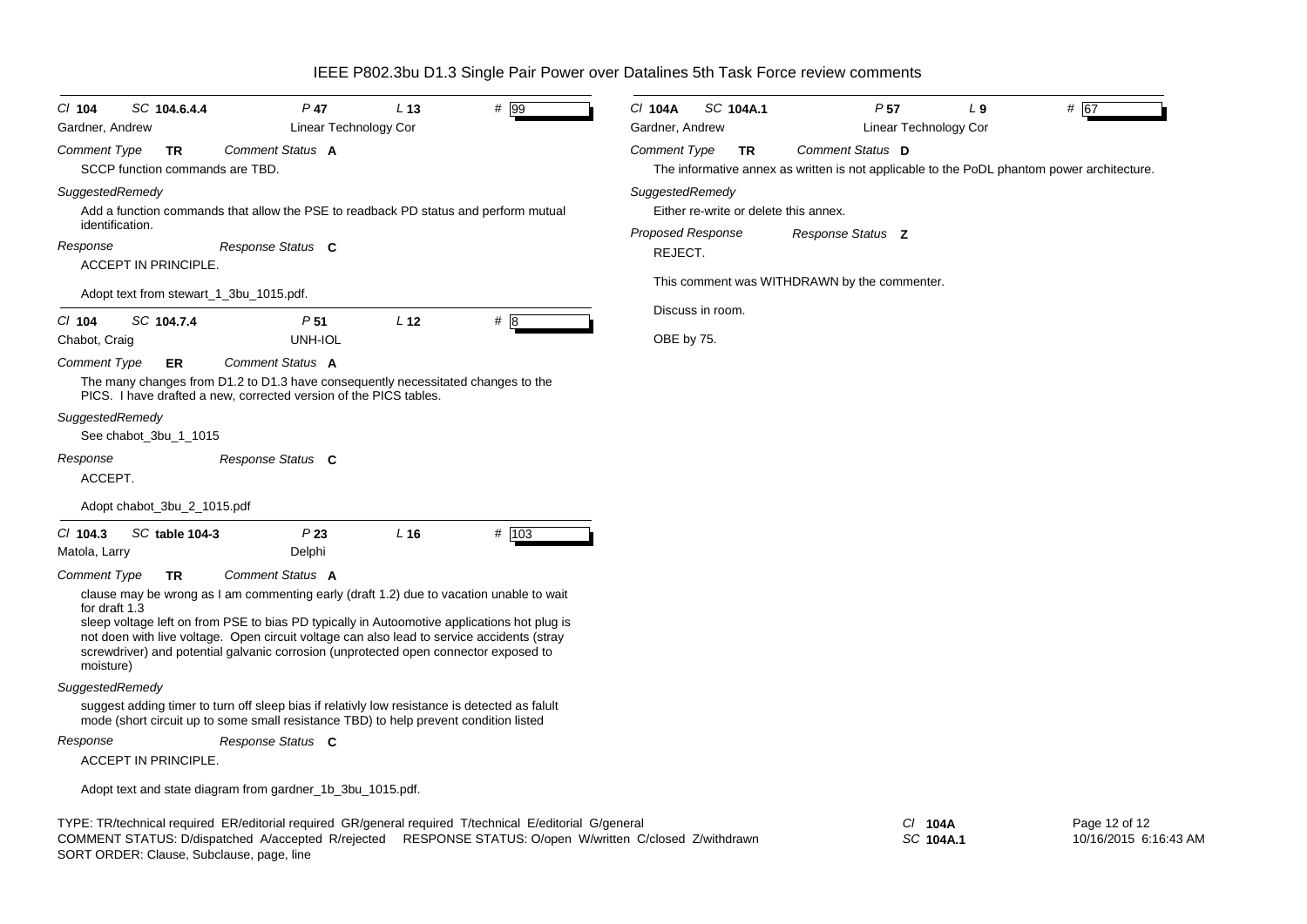*Cl* **104** *SC* **104.6.4.4** *P* **47** *L* **13** # **99**
Gardner, Andrew — Linear Technology Cor

*Comment Type* **TR** *Comment Status* **A**

SCCP function commands are TBD.

*SuggestedRemedy*

Add a function commands that allow the PSE to readback PD status and perform mutual identification.

*Response* *Response Status* **C**

ACCEPT IN PRINCIPLE.

Adopt text from stewart_1_3bu_1015.pdf.

---

*Cl* **104** *SC* **104.7.4** *P* **51** *L* **12** # **8**
Chabot, Craig — UNH-IOL

*Comment Type* **ER** *Comment Status* **A**

The many changes from D1.2 to D1.3 have consequently necessitated changes to the PICS. I have drafted a new, corrected version of the PICS tables.

*SuggestedRemedy*

See chabot_3bu_1_1015

*Response* *Response Status* **C**

ACCEPT.

Adopt chabot_3bu_2_1015.pdf

---

*Cl* **104.3** *SC* **table 104-3** *P* **23** *L* **16** # **103**
Matola, Larry — Delphi

*Comment Type* **TR** *Comment Status* **A**

clause may be wrong as I am commenting early (draft 1.2) due to vacation unable to wait for draft 1.3
sleep voltage left on from PSE to bias PD typically in Autoomotive applications hot plug is not doen with live voltage. Open circuit voltage can also lead to service accidents (stray screwdriver) and potential galvanic corrosion (unprotected open connector exposed to moisture)

*SuggestedRemedy*

suggest adding timer to turn off sleep bias if relativly low resistance is detected as falult mode (short circuit up to some small resistance TBD) to help prevent condition listed

*Response* *Response Status* **C**

ACCEPT IN PRINCIPLE.

Adopt text and state diagram from gardner_1b_3bu_1015.pdf.

---

*Cl* **104A** *SC* **104A.1** *P* **57** *L* **9** # **67**
Gardner, Andrew — Linear Technology Cor

*Comment Type* **TR** *Comment Status* **D**

The informative annex as written is not applicable to the PoDL phantom power architecture.

*SuggestedRemedy*

Either re-write or delete this annex.

*Proposed Response* *Response Status* **Z**

REJECT.

This comment was WITHDRAWN by the commenter.

Discuss in room.

OBE by 75.

---

TYPE: TR/technical required ER/editorial required GR/general required T/technical E/editorial G/general
COMMENT STATUS: D/dispatched A/accepted R/rejected RESPONSE STATUS: O/open W/written C/closed Z/withdrawn
SORT ORDER: Clause, Subclause, page, line